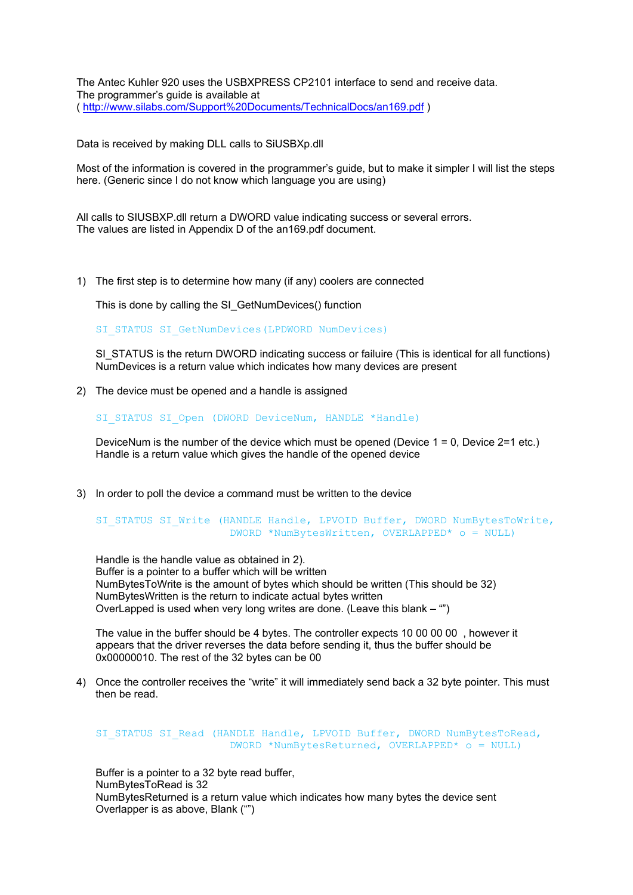The Antec Kuhler 920 uses the USBXPRESS CP2101 interface to send and receive data.
The programmer's guide is available at
( http://www.silabs.com/Support%20Documents/TechnicalDocs/an169.pdf )

Data is received by making DLL calls to SiUSBXp.dll

Most of the information is covered in the programmer's guide, but to make it simpler I will list the steps here. (Generic since I do not know which language you are using)

All calls to SIUSBXP.dll return a DWORD value indicating success or several errors.
The values are listed in Appendix D of the an169.pdf document.

1) The first step is to determine how many (if any) coolers are connected

   This is done by calling the SI_GetNumDevices() function

   ```
   SI_STATUS SI_GetNumDevices(LPDWORD NumDevices)
   ```

   SI_STATUS is the return DWORD indicating success or failuire (This is identical for all functions)
   NumDevices is a return value which indicates how many devices are present

2) The device must be opened and a handle is assigned

   ```
   SI_STATUS SI_Open (DWORD DeviceNum, HANDLE *Handle)
   ```

   DeviceNum is the number of the device which must be opened (Device 1 = 0, Device 2=1 etc.)
   Handle is a return value which gives the handle of the opened device

3) In order to poll the device a command must be written to the device

   ```
   SI_STATUS SI_Write (HANDLE Handle, LPVOID Buffer, DWORD NumBytesToWrite,
                      DWORD *NumBytesWritten, OVERLAPPED* o = NULL)
   ```

   Handle is the handle value as obtained in 2).
   Buffer is a pointer to a buffer which will be written
   NumBytesToWrite is the amount of bytes which should be written (This should be 32)
   NumBytesWritten is the return to indicate actual bytes written
   OverLapped is used when very long writes are done. (Leave this blank – "")

   The value in the buffer should be 4 bytes. The controller expects 10 00 00 00 , however it appears that the driver reverses the data before sending it, thus the buffer should be 0x00000010. The rest of the 32 bytes can be 00

4) Once the controller receives the "write" it will immediately send back a 32 byte pointer. This must then be read.

   ```
   SI_STATUS SI_Read (HANDLE Handle, LPVOID Buffer, DWORD NumBytesToRead,
                     DWORD *NumBytesReturned, OVERLAPPED* o = NULL)
   ```

   Buffer is a pointer to a 32 byte read buffer,
   NumBytesToRead is 32
   NumBytesReturned is a return value which indicates how many bytes the device sent
   Overlapper is as above, Blank ("")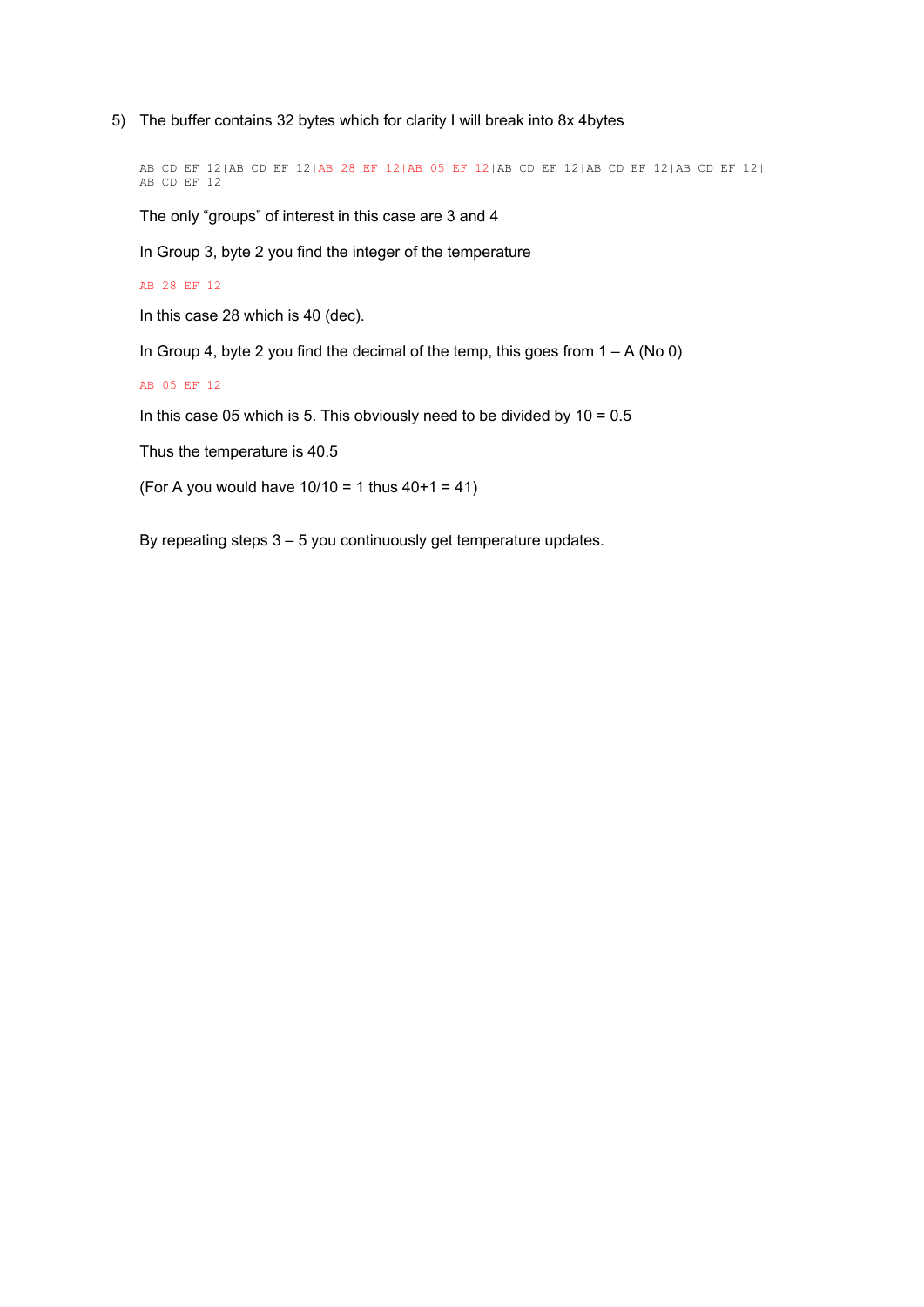5) The buffer contains 32 bytes which for clarity I will break into 8x 4bytes

```
AB CD EF 12|AB CD EF 12|AB 28 EF 12|AB 05 EF 12|AB CD EF 12|AB CD EF 12|AB CD EF 12|
AB CD EF 12
```

The only "groups" of interest in this case are 3 and 4

In Group 3, byte 2 you find the integer of the temperature

```
AB 28 EF 12
```

In this case 28 which is 40 (dec).

In Group 4, byte 2 you find the decimal of the temp, this goes from 1 – A (No 0)

```
AB 05 EF 12
```

In this case 05 which is 5. This obviously need to be divided by 10 = 0.5

Thus the temperature is 40.5

(For A you would have 10/10 = 1 thus 40+1 = 41)

By repeating steps 3 – 5 you continuously get temperature updates.